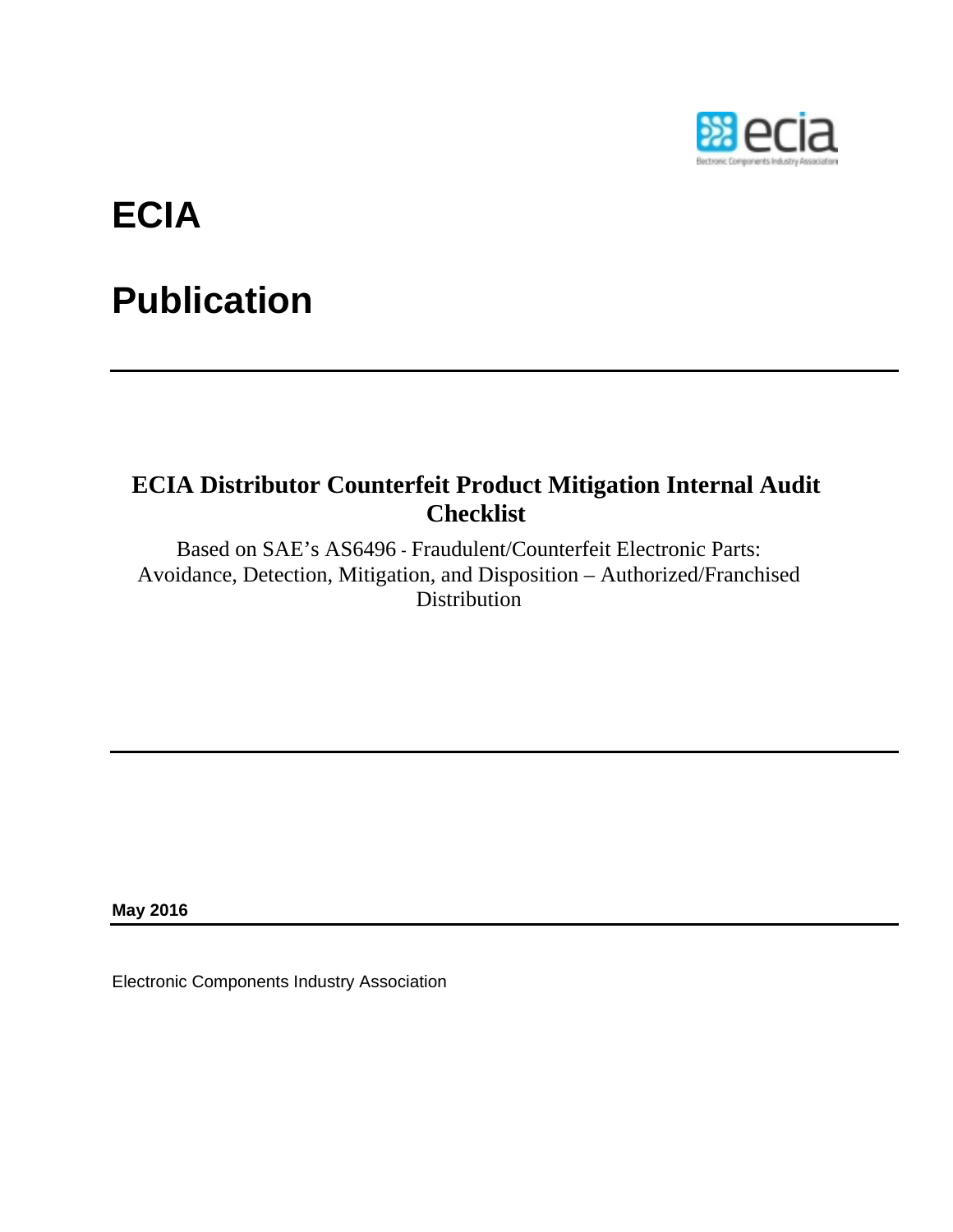# ECIA

# Publication

---

## ECIA Distributor Counterfeit Product Mitigation Internal Audit Checklist

Based on SAE's AS6496 - Fraudulent/Counterfeit Electronic Parts: Avoidance, Detection, Mitigation, and Disposition – Authorized/Franchised Distribution

---

**May 2016**

---

Electronic Components Industry Association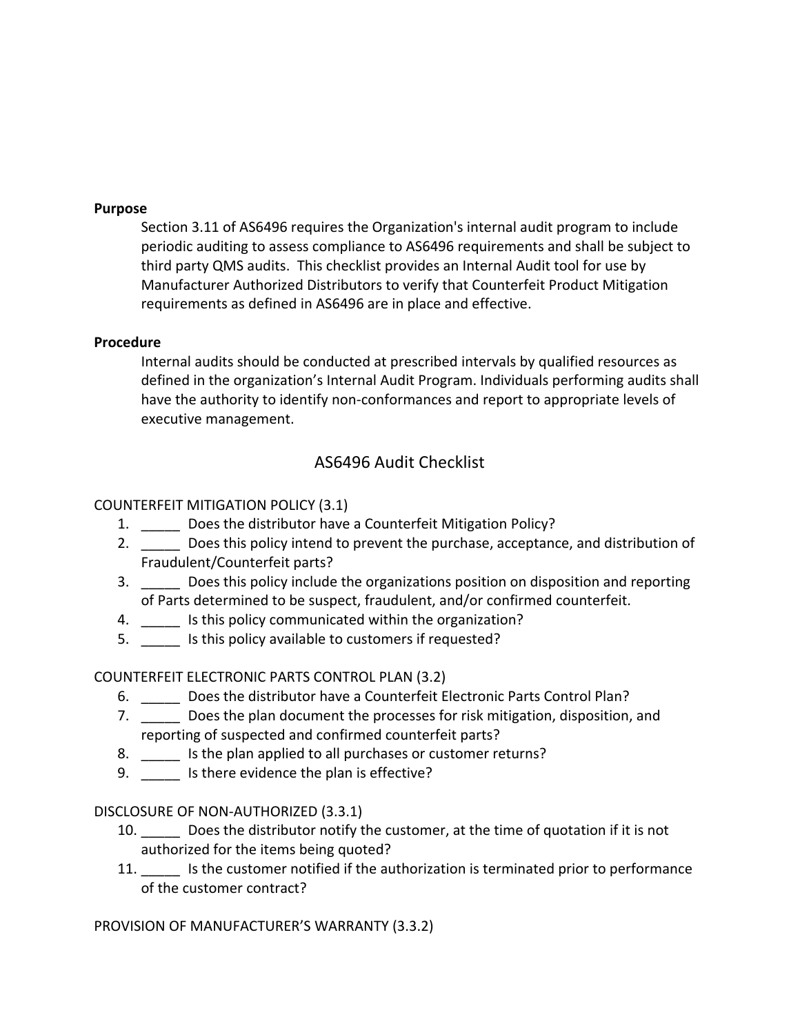**Purpose**

Section 3.11 of AS6496 requires the Organization's internal audit program to include periodic auditing to assess compliance to AS6496 requirements and shall be subject to third party QMS audits. This checklist provides an Internal Audit tool for use by Manufacturer Authorized Distributors to verify that Counterfeit Product Mitigation requirements as defined in AS6496 are in place and effective.

**Procedure**

Internal audits should be conducted at prescribed intervals by qualified resources as defined in the organization's Internal Audit Program. Individuals performing audits shall have the authority to identify non-conformances and report to appropriate levels of executive management.

## AS6496 Audit Checklist

COUNTERFEIT MITIGATION POLICY (3.1)

1. _____ Does the distributor have a Counterfeit Mitigation Policy?
2. _____ Does this policy intend to prevent the purchase, acceptance, and distribution of Fraudulent/Counterfeit parts?
3. _____ Does this policy include the organizations position on disposition and reporting of Parts determined to be suspect, fraudulent, and/or confirmed counterfeit.
4. _____ Is this policy communicated within the organization?
5. _____ Is this policy available to customers if requested?

COUNTERFEIT ELECTRONIC PARTS CONTROL PLAN (3.2)

6. _____ Does the distributor have a Counterfeit Electronic Parts Control Plan?
7. _____ Does the plan document the processes for risk mitigation, disposition, and reporting of suspected and confirmed counterfeit parts?
8. _____ Is the plan applied to all purchases or customer returns?
9. _____ Is there evidence the plan is effective?

DISCLOSURE OF NON-AUTHORIZED (3.3.1)

10. _____ Does the distributor notify the customer, at the time of quotation if it is not authorized for the items being quoted?
11. _____ Is the customer notified if the authorization is terminated prior to performance of the customer contract?

PROVISION OF MANUFACTURER'S WARRANTY (3.3.2)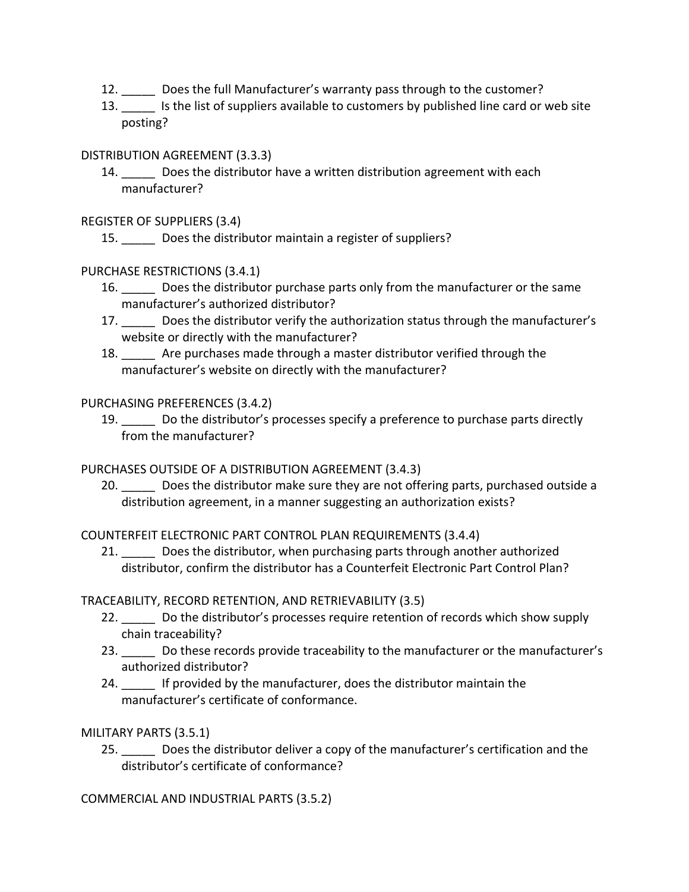12. _____ Does the full Manufacturer's warranty pass through to the customer?
13. _____ Is the list of suppliers available to customers by published line card or web site posting?

DISTRIBUTION AGREEMENT (3.3.3)

14. _____ Does the distributor have a written distribution agreement with each manufacturer?

REGISTER OF SUPPLIERS (3.4)

15. _____ Does the distributor maintain a register of suppliers?

PURCHASE RESTRICTIONS (3.4.1)

16. _____ Does the distributor purchase parts only from the manufacturer or the same manufacturer's authorized distributor?
17. _____ Does the distributor verify the authorization status through the manufacturer's website or directly with the manufacturer?
18. _____ Are purchases made through a master distributor verified through the manufacturer's website on directly with the manufacturer?

PURCHASING PREFERENCES (3.4.2)

19. _____ Do the distributor's processes specify a preference to purchase parts directly from the manufacturer?

PURCHASES OUTSIDE OF A DISTRIBUTION AGREEMENT (3.4.3)

20. _____ Does the distributor make sure they are not offering parts, purchased outside a distribution agreement, in a manner suggesting an authorization exists?

COUNTERFEIT ELECTRONIC PART CONTROL PLAN REQUIREMENTS (3.4.4)

21. _____ Does the distributor, when purchasing parts through another authorized distributor, confirm the distributor has a Counterfeit Electronic Part Control Plan?

TRACEABILITY, RECORD RETENTION, AND RETRIEVABILITY (3.5)

22. _____ Do the distributor's processes require retention of records which show supply chain traceability?
23. _____ Do these records provide traceability to the manufacturer or the manufacturer's authorized distributor?
24. _____ If provided by the manufacturer, does the distributor maintain the manufacturer's certificate of conformance.

MILITARY PARTS (3.5.1)

25. _____ Does the distributor deliver a copy of the manufacturer's certification and the distributor's certificate of conformance?

COMMERCIAL AND INDUSTRIAL PARTS (3.5.2)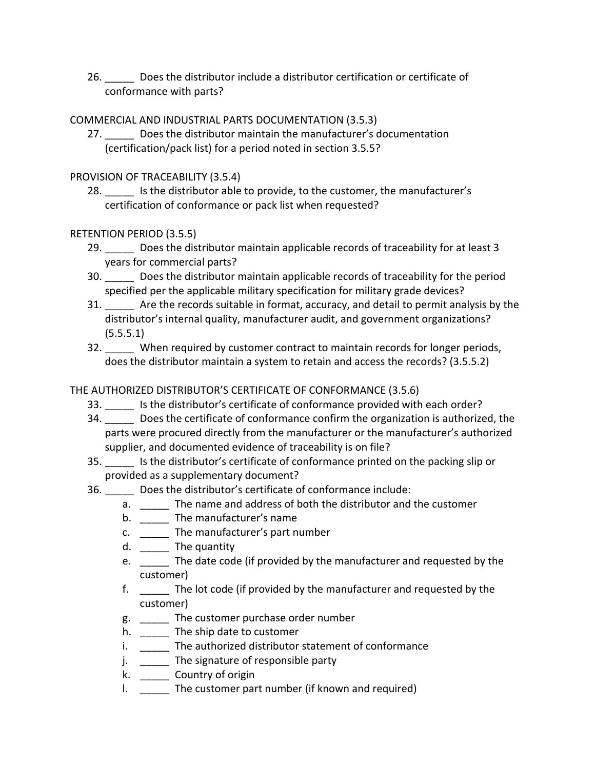26. _____ Does the distributor include a distributor certification or certificate of conformance with parts?

COMMERCIAL AND INDUSTRIAL PARTS DOCUMENTATION (3.5.3)

27. _____ Does the distributor maintain the manufacturer's documentation (certification/pack list) for a period noted in section 3.5.5?

PROVISION OF TRACEABILITY (3.5.4)

28. _____ Is the distributor able to provide, to the customer, the manufacturer's certification of conformance or pack list when requested?

RETENTION PERIOD (3.5.5)

29. _____ Does the distributor maintain applicable records of traceability for at least 3 years for commercial parts?
30. _____ Does the distributor maintain applicable records of traceability for the period specified per the applicable military specification for military grade devices?
31. _____ Are the records suitable in format, accuracy, and detail to permit analysis by the distributor's internal quality, manufacturer audit, and government organizations? (5.5.5.1)
32. _____ When required by customer contract to maintain records for longer periods, does the distributor maintain a system to retain and access the records? (3.5.5.2)

THE AUTHORIZED DISTRIBUTOR'S CERTIFICATE OF CONFORMANCE (3.5.6)

33. _____ Is the distributor's certificate of conformance provided with each order?
34. _____ Does the certificate of conformance confirm the organization is authorized, the parts were procured directly from the manufacturer or the manufacturer's authorized supplier, and documented evidence of traceability is on file?
35. _____ Is the distributor's certificate of conformance printed on the packing slip or provided as a supplementary document?
36. _____ Does the distributor's certificate of conformance include:
    a. _____ The name and address of both the distributor and the customer
    b. _____ The manufacturer's name
    c. _____ The manufacturer's part number
    d. _____ The quantity
    e. _____ The date code (if provided by the manufacturer and requested by the customer)
    f. _____ The lot code (if provided by the manufacturer and requested by the customer)
    g. _____ The customer purchase order number
    h. _____ The ship date to customer
    i. _____ The authorized distributor statement of conformance
    j. _____ The signature of responsible party
    k. _____ Country of origin
    l. _____ The customer part number (if known and required)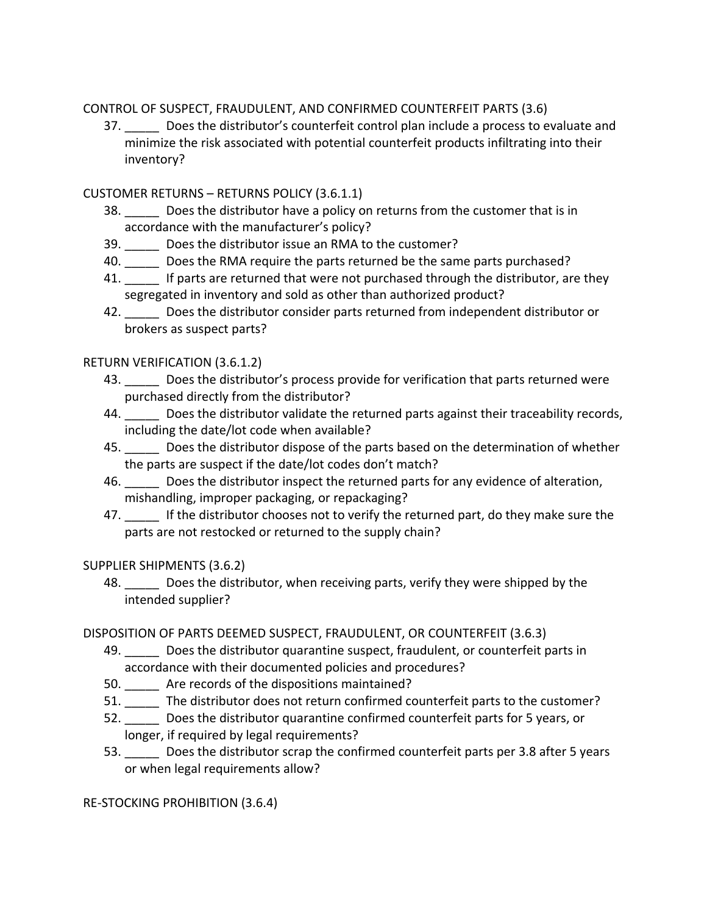CONTROL OF SUSPECT, FRAUDULENT, AND CONFIRMED COUNTERFEIT PARTS (3.6)

37. _____ Does the distributor's counterfeit control plan include a process to evaluate and minimize the risk associated with potential counterfeit products infiltrating into their inventory?

CUSTOMER RETURNS – RETURNS POLICY (3.6.1.1)

38. _____ Does the distributor have a policy on returns from the customer that is in accordance with the manufacturer's policy?
39. _____ Does the distributor issue an RMA to the customer?
40. _____ Does the RMA require the parts returned be the same parts purchased?
41. _____ If parts are returned that were not purchased through the distributor, are they segregated in inventory and sold as other than authorized product?
42. _____ Does the distributor consider parts returned from independent distributor or brokers as suspect parts?

RETURN VERIFICATION (3.6.1.2)

43. _____ Does the distributor's process provide for verification that parts returned were purchased directly from the distributor?
44. _____ Does the distributor validate the returned parts against their traceability records, including the date/lot code when available?
45. _____ Does the distributor dispose of the parts based on the determination of whether the parts are suspect if the date/lot codes don't match?
46. _____ Does the distributor inspect the returned parts for any evidence of alteration, mishandling, improper packaging, or repackaging?
47. _____ If the distributor chooses not to verify the returned part, do they make sure the parts are not restocked or returned to the supply chain?

SUPPLIER SHIPMENTS (3.6.2)

48. _____ Does the distributor, when receiving parts, verify they were shipped by the intended supplier?

DISPOSITION OF PARTS DEEMED SUSPECT, FRAUDULENT, OR COUNTERFEIT (3.6.3)

49. _____ Does the distributor quarantine suspect, fraudulent, or counterfeit parts in accordance with their documented policies and procedures?
50. _____ Are records of the dispositions maintained?
51. _____ The distributor does not return confirmed counterfeit parts to the customer?
52. _____ Does the distributor quarantine confirmed counterfeit parts for 5 years, or longer, if required by legal requirements?
53. _____ Does the distributor scrap the confirmed counterfeit parts per 3.8 after 5 years or when legal requirements allow?

RE-STOCKING PROHIBITION (3.6.4)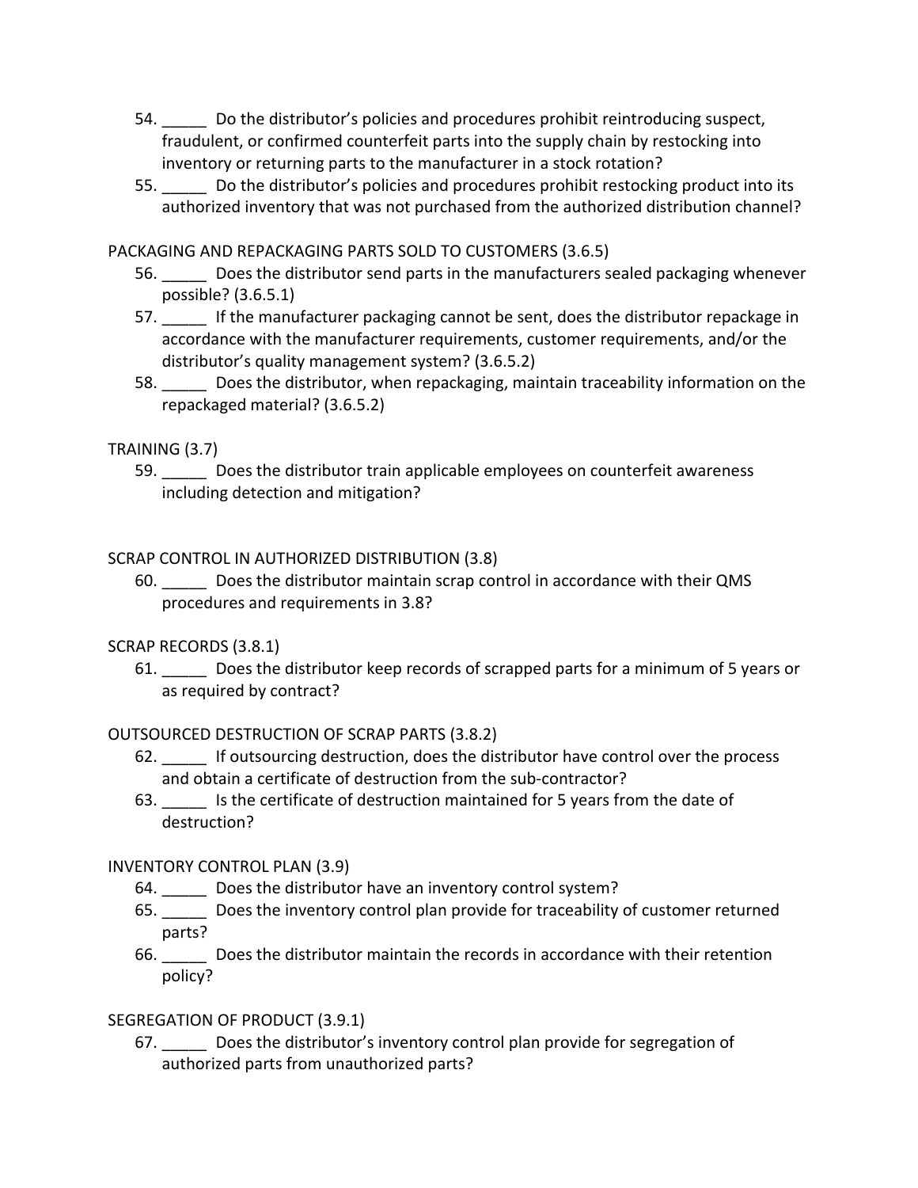54. _____ Do the distributor's policies and procedures prohibit reintroducing suspect, fraudulent, or confirmed counterfeit parts into the supply chain by restocking into inventory or returning parts to the manufacturer in a stock rotation?
55. _____ Do the distributor's policies and procedures prohibit restocking product into its authorized inventory that was not purchased from the authorized distribution channel?

PACKAGING AND REPACKAGING PARTS SOLD TO CUSTOMERS (3.6.5)

56. _____ Does the distributor send parts in the manufacturers sealed packaging whenever possible? (3.6.5.1)
57. _____ If the manufacturer packaging cannot be sent, does the distributor repackage in accordance with the manufacturer requirements, customer requirements, and/or the distributor's quality management system? (3.6.5.2)
58. _____ Does the distributor, when repackaging, maintain traceability information on the repackaged material? (3.6.5.2)

TRAINING (3.7)

59. _____ Does the distributor train applicable employees on counterfeit awareness including detection and mitigation?

SCRAP CONTROL IN AUTHORIZED DISTRIBUTION (3.8)

60. _____ Does the distributor maintain scrap control in accordance with their QMS procedures and requirements in 3.8?

SCRAP RECORDS (3.8.1)

61. _____ Does the distributor keep records of scrapped parts for a minimum of 5 years or as required by contract?

OUTSOURCED DESTRUCTION OF SCRAP PARTS (3.8.2)

62. _____ If outsourcing destruction, does the distributor have control over the process and obtain a certificate of destruction from the sub-contractor?
63. _____ Is the certificate of destruction maintained for 5 years from the date of destruction?

INVENTORY CONTROL PLAN (3.9)

64. _____ Does the distributor have an inventory control system?
65. _____ Does the inventory control plan provide for traceability of customer returned parts?
66. _____ Does the distributor maintain the records in accordance with their retention policy?

SEGREGATION OF PRODUCT (3.9.1)

67. _____ Does the distributor's inventory control plan provide for segregation of authorized parts from unauthorized parts?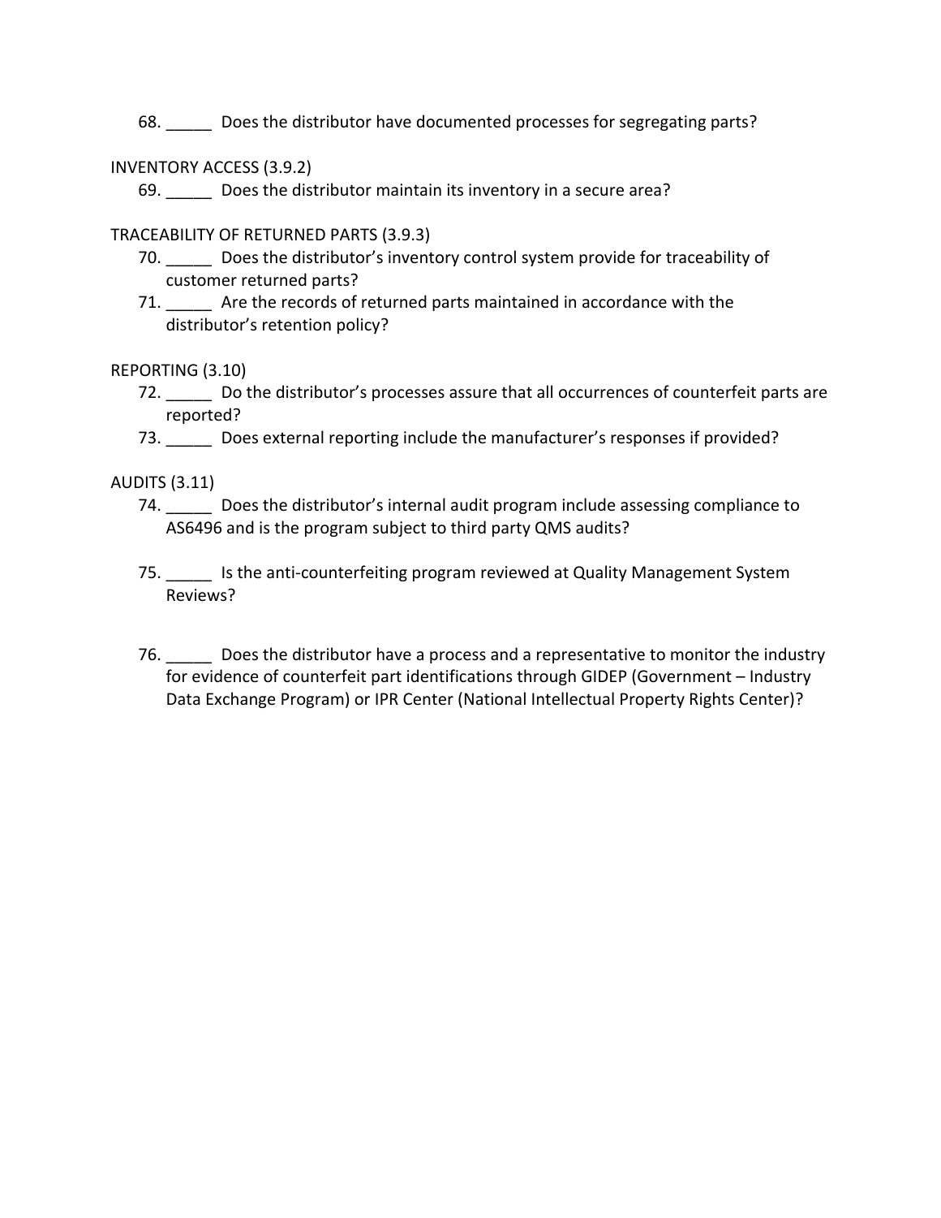68. _____ Does the distributor have documented processes for segregating parts?

INVENTORY ACCESS (3.9.2)

69. _____ Does the distributor maintain its inventory in a secure area?

TRACEABILITY OF RETURNED PARTS (3.9.3)

70. _____ Does the distributor's inventory control system provide for traceability of customer returned parts?
71. _____ Are the records of returned parts maintained in accordance with the distributor's retention policy?

REPORTING (3.10)

72. _____ Do the distributor's processes assure that all occurrences of counterfeit parts are reported?
73. _____ Does external reporting include the manufacturer's responses if provided?

AUDITS (3.11)

74. _____ Does the distributor's internal audit program include assessing compliance to AS6496 and is the program subject to third party QMS audits?

75. _____ Is the anti-counterfeiting program reviewed at Quality Management System Reviews?

76. _____ Does the distributor have a process and a representative to monitor the industry for evidence of counterfeit part identifications through GIDEP (Government – Industry Data Exchange Program) or IPR Center (National Intellectual Property Rights Center)?